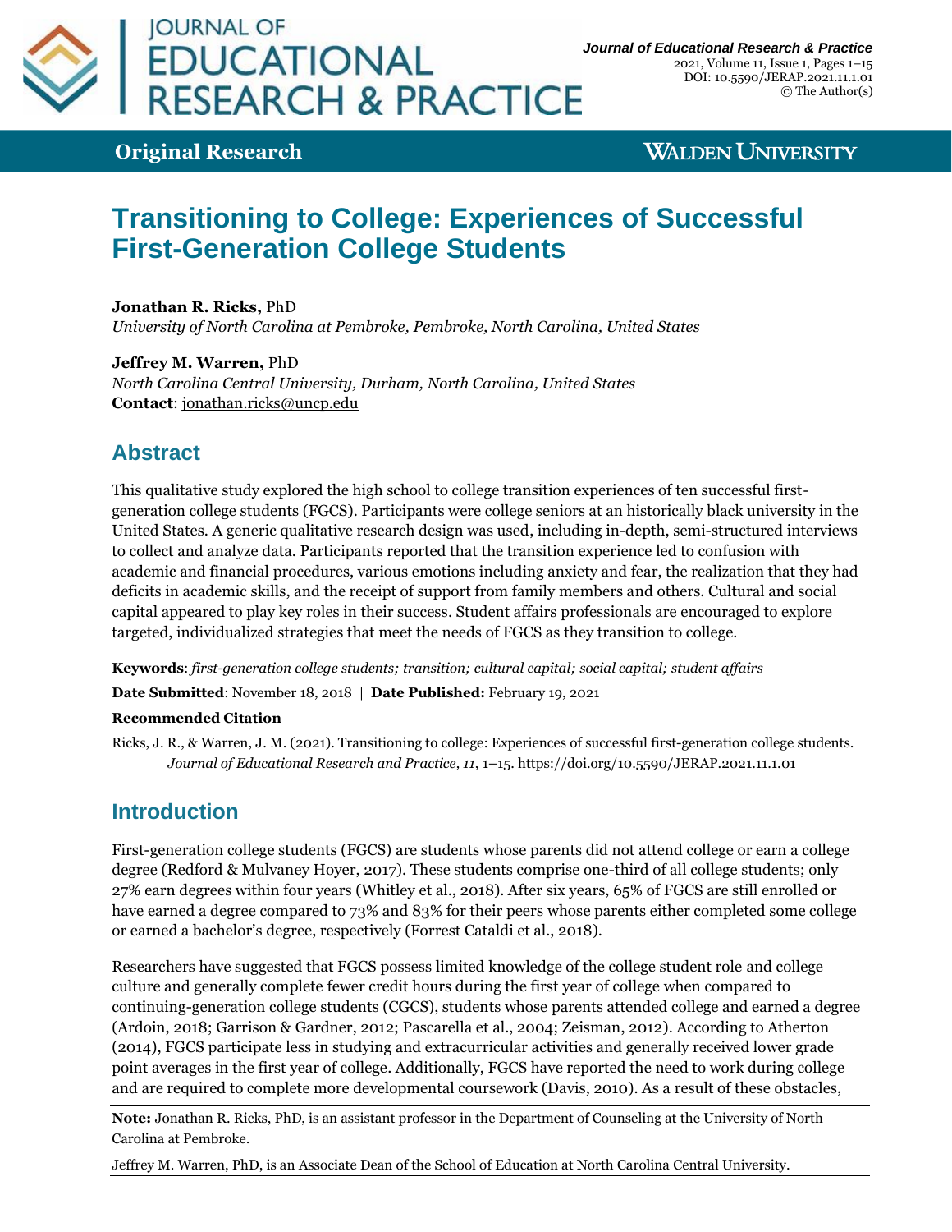**Original Research**

# Transitioning to College: Experiences of Successful First-Generation College Students

**Jonathan R. Ricks,** PhD
*University of North Carolina at Pembroke, Pembroke, North Carolina, United States*

**Jeffrey M. Warren,** PhD
*North Carolina Central University, Durham, North Carolina, United States*
**Contact**: jonathan.ricks@uncp.edu

## Abstract

This qualitative study explored the high school to college transition experiences of ten successful first-generation college students (FGCS). Participants were college seniors at an historically black university in the United States. A generic qualitative research design was used, including in-depth, semi-structured interviews to collect and analyze data. Participants reported that the transition experience led to confusion with academic and financial procedures, various emotions including anxiety and fear, the realization that they had deficits in academic skills, and the receipt of support from family members and others. Cultural and social capital appeared to play key roles in their success. Student affairs professionals are encouraged to explore targeted, individualized strategies that meet the needs of FGCS as they transition to college.

**Keywords**: *first-generation college students; transition; cultural capital; social capital; student affairs*

**Date Submitted**: November 18, 2018 | **Date Published:** February 19, 2021

**Recommended Citation**

Ricks, J. R., & Warren, J. M. (2021). Transitioning to college: Experiences of successful first-generation college students. *Journal of Educational Research and Practice, 11*, 1–15. https://doi.org/10.5590/JERAP.2021.11.1.01

## Introduction

First-generation college students (FGCS) are students whose parents did not attend college or earn a college degree (Redford & Mulvaney Hoyer, 2017). These students comprise one-third of all college students; only 27% earn degrees within four years (Whitley et al., 2018). After six years, 65% of FGCS are still enrolled or have earned a degree compared to 73% and 83% for their peers whose parents either completed some college or earned a bachelor's degree, respectively (Forrest Cataldi et al., 2018).

Researchers have suggested that FGCS possess limited knowledge of the college student role and college culture and generally complete fewer credit hours during the first year of college when compared to continuing-generation college students (CGCS), students whose parents attended college and earned a degree (Ardoin, 2018; Garrison & Gardner, 2012; Pascarella et al., 2004; Zeisman, 2012). According to Atherton (2014), FGCS participate less in studying and extracurricular activities and generally received lower grade point averages in the first year of college. Additionally, FGCS have reported the need to work during college and are required to complete more developmental coursework (Davis, 2010). As a result of these obstacles,

**Note:** Jonathan R. Ricks, PhD, is an assistant professor in the Department of Counseling at the University of North Carolina at Pembroke.

Jeffrey M. Warren, PhD, is an Associate Dean of the School of Education at North Carolina Central University.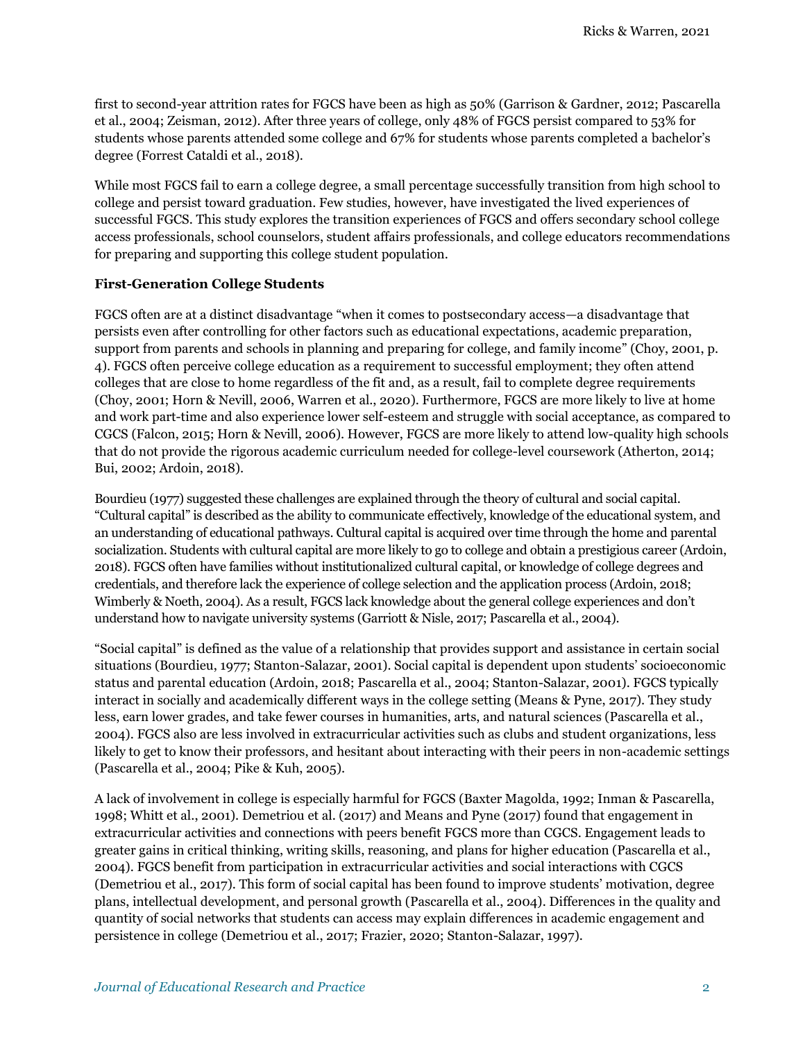first to second-year attrition rates for FGCS have been as high as 50% (Garrison & Gardner, 2012; Pascarella et al., 2004; Zeisman, 2012). After three years of college, only 48% of FGCS persist compared to 53% for students whose parents attended some college and 67% for students whose parents completed a bachelor's degree (Forrest Cataldi et al., 2018).

While most FGCS fail to earn a college degree, a small percentage successfully transition from high school to college and persist toward graduation. Few studies, however, have investigated the lived experiences of successful FGCS. This study explores the transition experiences of FGCS and offers secondary school college access professionals, school counselors, student affairs professionals, and college educators recommendations for preparing and supporting this college student population.

### First-Generation College Students

FGCS often are at a distinct disadvantage "when it comes to postsecondary access—a disadvantage that persists even after controlling for other factors such as educational expectations, academic preparation, support from parents and schools in planning and preparing for college, and family income" (Choy, 2001, p. 4). FGCS often perceive college education as a requirement to successful employment; they often attend colleges that are close to home regardless of the fit and, as a result, fail to complete degree requirements (Choy, 2001; Horn & Nevill, 2006, Warren et al., 2020). Furthermore, FGCS are more likely to live at home and work part-time and also experience lower self-esteem and struggle with social acceptance, as compared to CGCS (Falcon, 2015; Horn & Nevill, 2006). However, FGCS are more likely to attend low-quality high schools that do not provide the rigorous academic curriculum needed for college-level coursework (Atherton, 2014; Bui, 2002; Ardoin, 2018).

Bourdieu (1977) suggested these challenges are explained through the theory of cultural and social capital. "Cultural capital" is described as the ability to communicate effectively, knowledge of the educational system, and an understanding of educational pathways. Cultural capital is acquired over time through the home and parental socialization. Students with cultural capital are more likely to go to college and obtain a prestigious career (Ardoin, 2018). FGCS often have families without institutionalized cultural capital, or knowledge of college degrees and credentials, and therefore lack the experience of college selection and the application process (Ardoin, 2018; Wimberly & Noeth, 2004). As a result, FGCS lack knowledge about the general college experiences and don't understand how to navigate university systems (Garriott & Nisle, 2017; Pascarella et al., 2004).

"Social capital" is defined as the value of a relationship that provides support and assistance in certain social situations (Bourdieu, 1977; Stanton-Salazar, 2001). Social capital is dependent upon students' socioeconomic status and parental education (Ardoin, 2018; Pascarella et al., 2004; Stanton-Salazar, 2001). FGCS typically interact in socially and academically different ways in the college setting (Means & Pyne, 2017). They study less, earn lower grades, and take fewer courses in humanities, arts, and natural sciences (Pascarella et al., 2004). FGCS also are less involved in extracurricular activities such as clubs and student organizations, less likely to get to know their professors, and hesitant about interacting with their peers in non-academic settings (Pascarella et al., 2004; Pike & Kuh, 2005).

A lack of involvement in college is especially harmful for FGCS (Baxter Magolda, 1992; Inman & Pascarella, 1998; Whitt et al., 2001). Demetriou et al. (2017) and Means and Pyne (2017) found that engagement in extracurricular activities and connections with peers benefit FGCS more than CGCS. Engagement leads to greater gains in critical thinking, writing skills, reasoning, and plans for higher education (Pascarella et al., 2004). FGCS benefit from participation in extracurricular activities and social interactions with CGCS (Demetriou et al., 2017). This form of social capital has been found to improve students' motivation, degree plans, intellectual development, and personal growth (Pascarella et al., 2004). Differences in the quality and quantity of social networks that students can access may explain differences in academic engagement and persistence in college (Demetriou et al., 2017; Frazier, 2020; Stanton-Salazar, 1997).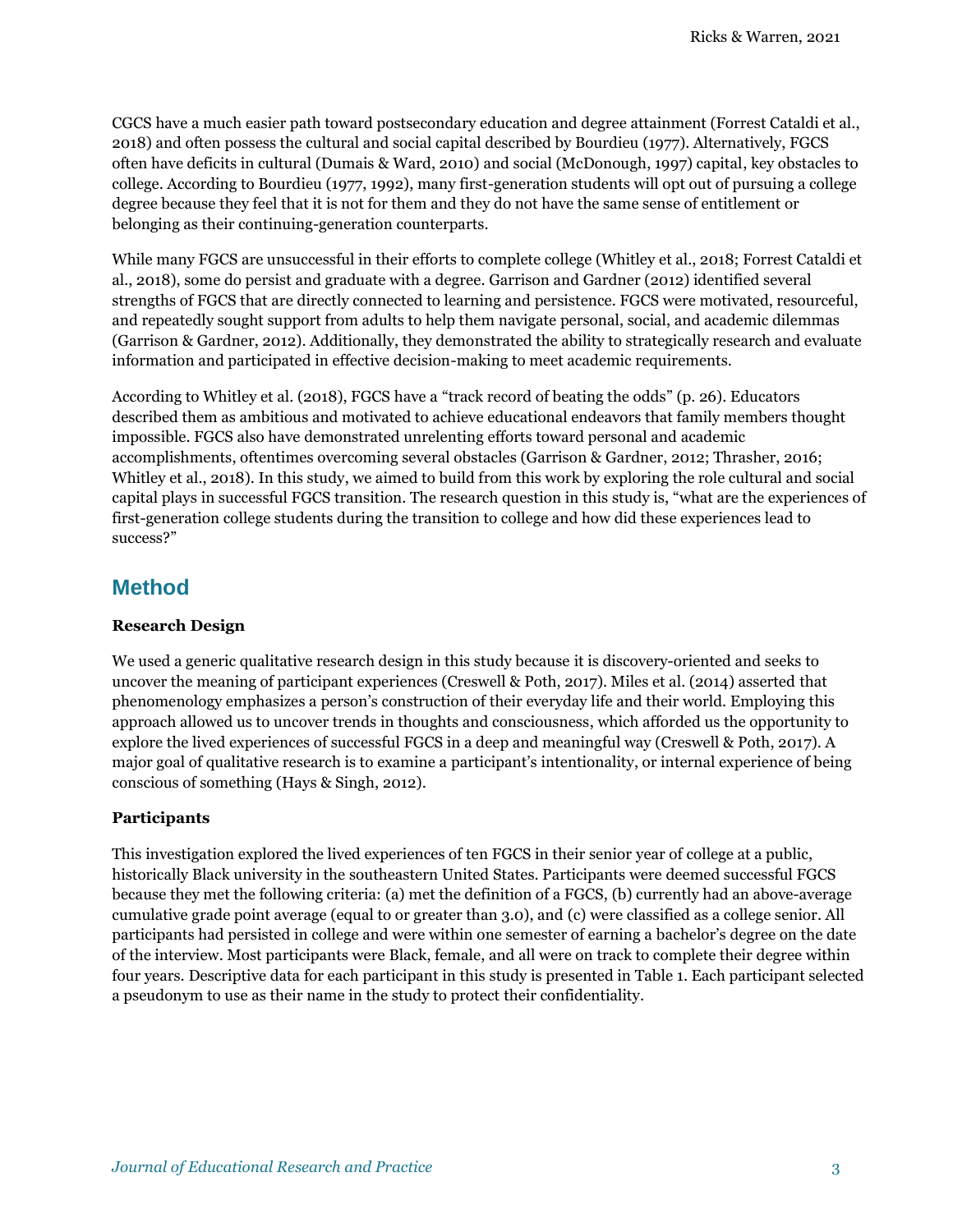CGCS have a much easier path toward postsecondary education and degree attainment (Forrest Cataldi et al., 2018) and often possess the cultural and social capital described by Bourdieu (1977). Alternatively, FGCS often have deficits in cultural (Dumais & Ward, 2010) and social (McDonough, 1997) capital, key obstacles to college. According to Bourdieu (1977, 1992), many first-generation students will opt out of pursuing a college degree because they feel that it is not for them and they do not have the same sense of entitlement or belonging as their continuing-generation counterparts.

While many FGCS are unsuccessful in their efforts to complete college (Whitley et al., 2018; Forrest Cataldi et al., 2018), some do persist and graduate with a degree. Garrison and Gardner (2012) identified several strengths of FGCS that are directly connected to learning and persistence. FGCS were motivated, resourceful, and repeatedly sought support from adults to help them navigate personal, social, and academic dilemmas (Garrison & Gardner, 2012). Additionally, they demonstrated the ability to strategically research and evaluate information and participated in effective decision-making to meet academic requirements.

According to Whitley et al. (2018), FGCS have a "track record of beating the odds" (p. 26). Educators described them as ambitious and motivated to achieve educational endeavors that family members thought impossible. FGCS also have demonstrated unrelenting efforts toward personal and academic accomplishments, oftentimes overcoming several obstacles (Garrison & Gardner, 2012; Thrasher, 2016; Whitley et al., 2018). In this study, we aimed to build from this work by exploring the role cultural and social capital plays in successful FGCS transition. The research question in this study is, "what are the experiences of first-generation college students during the transition to college and how did these experiences lead to success?"

## Method

### Research Design

We used a generic qualitative research design in this study because it is discovery-oriented and seeks to uncover the meaning of participant experiences (Creswell & Poth, 2017). Miles et al. (2014) asserted that phenomenology emphasizes a person's construction of their everyday life and their world. Employing this approach allowed us to uncover trends in thoughts and consciousness, which afforded us the opportunity to explore the lived experiences of successful FGCS in a deep and meaningful way (Creswell & Poth, 2017). A major goal of qualitative research is to examine a participant's intentionality, or internal experience of being conscious of something (Hays & Singh, 2012).

### Participants

This investigation explored the lived experiences of ten FGCS in their senior year of college at a public, historically Black university in the southeastern United States. Participants were deemed successful FGCS because they met the following criteria: (a) met the definition of a FGCS, (b) currently had an above-average cumulative grade point average (equal to or greater than 3.0), and (c) were classified as a college senior. All participants had persisted in college and were within one semester of earning a bachelor's degree on the date of the interview. Most participants were Black, female, and all were on track to complete their degree within four years. Descriptive data for each participant in this study is presented in Table 1. Each participant selected a pseudonym to use as their name in the study to protect their confidentiality.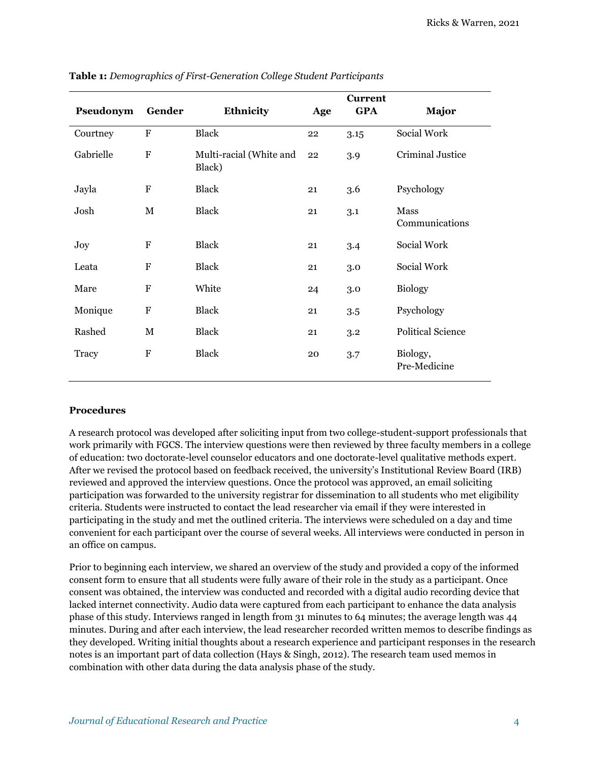**Table 1:** *Demographics of First-Generation College Student Participants*

| Pseudonym | Gender | Ethnicity | Age | Current GPA | Major |
|---|---|---|---|---|---|
| Courtney | F | Black | 22 | 3.15 | Social Work |
| Gabrielle | F | Multi-racial (White and Black) | 22 | 3.9 | Criminal Justice |
| Jayla | F | Black | 21 | 3.6 | Psychology |
| Josh | M | Black | 21 | 3.1 | Mass Communications |
| Joy | F | Black | 21 | 3.4 | Social Work |
| Leata | F | Black | 21 | 3.0 | Social Work |
| Mare | F | White | 24 | 3.0 | Biology |
| Monique | F | Black | 21 | 3.5 | Psychology |
| Rashed | M | Black | 21 | 3.2 | Political Science |
| Tracy | F | Black | 20 | 3.7 | Biology, Pre-Medicine |

### Procedures

A research protocol was developed after soliciting input from two college-student-support professionals that work primarily with FGCS. The interview questions were then reviewed by three faculty members in a college of education: two doctorate-level counselor educators and one doctorate-level qualitative methods expert. After we revised the protocol based on feedback received, the university's Institutional Review Board (IRB) reviewed and approved the interview questions. Once the protocol was approved, an email soliciting participation was forwarded to the university registrar for dissemination to all students who met eligibility criteria. Students were instructed to contact the lead researcher via email if they were interested in participating in the study and met the outlined criteria. The interviews were scheduled on a day and time convenient for each participant over the course of several weeks. All interviews were conducted in person in an office on campus.

Prior to beginning each interview, we shared an overview of the study and provided a copy of the informed consent form to ensure that all students were fully aware of their role in the study as a participant. Once consent was obtained, the interview was conducted and recorded with a digital audio recording device that lacked internet connectivity. Audio data were captured from each participant to enhance the data analysis phase of this study. Interviews ranged in length from 31 minutes to 64 minutes; the average length was 44 minutes. During and after each interview, the lead researcher recorded written memos to describe findings as they developed. Writing initial thoughts about a research experience and participant responses in the research notes is an important part of data collection (Hays & Singh, 2012). The research team used memos in combination with other data during the data analysis phase of the study.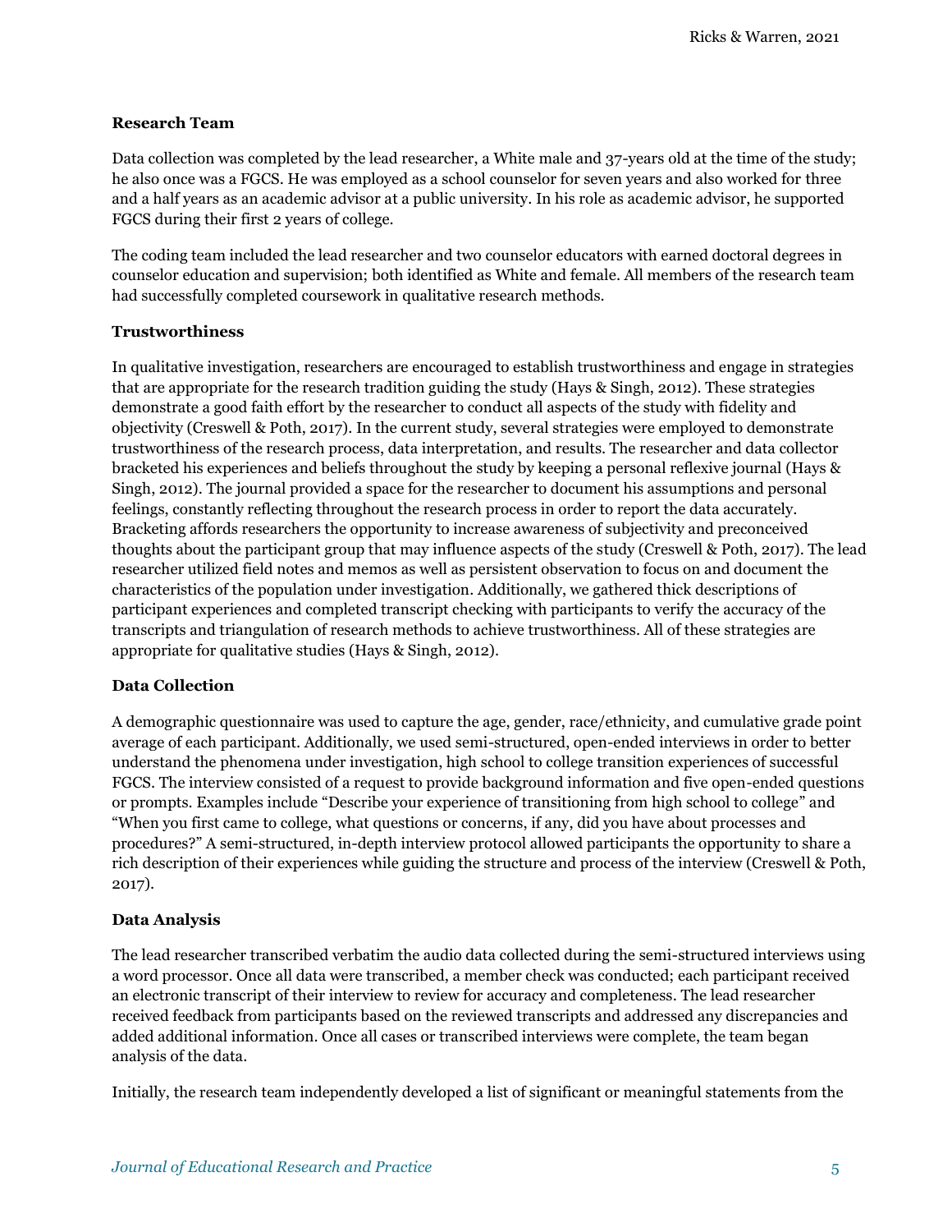### Research Team

Data collection was completed by the lead researcher, a White male and 37-years old at the time of the study; he also once was a FGCS. He was employed as a school counselor for seven years and also worked for three and a half years as an academic advisor at a public university. In his role as academic advisor, he supported FGCS during their first 2 years of college.

The coding team included the lead researcher and two counselor educators with earned doctoral degrees in counselor education and supervision; both identified as White and female. All members of the research team had successfully completed coursework in qualitative research methods.

### Trustworthiness

In qualitative investigation, researchers are encouraged to establish trustworthiness and engage in strategies that are appropriate for the research tradition guiding the study (Hays & Singh, 2012). These strategies demonstrate a good faith effort by the researcher to conduct all aspects of the study with fidelity and objectivity (Creswell & Poth, 2017). In the current study, several strategies were employed to demonstrate trustworthiness of the research process, data interpretation, and results. The researcher and data collector bracketed his experiences and beliefs throughout the study by keeping a personal reflexive journal (Hays & Singh, 2012). The journal provided a space for the researcher to document his assumptions and personal feelings, constantly reflecting throughout the research process in order to report the data accurately. Bracketing affords researchers the opportunity to increase awareness of subjectivity and preconceived thoughts about the participant group that may influence aspects of the study (Creswell & Poth, 2017). The lead researcher utilized field notes and memos as well as persistent observation to focus on and document the characteristics of the population under investigation. Additionally, we gathered thick descriptions of participant experiences and completed transcript checking with participants to verify the accuracy of the transcripts and triangulation of research methods to achieve trustworthiness. All of these strategies are appropriate for qualitative studies (Hays & Singh, 2012).

### Data Collection

A demographic questionnaire was used to capture the age, gender, race/ethnicity, and cumulative grade point average of each participant. Additionally, we used semi-structured, open-ended interviews in order to better understand the phenomena under investigation, high school to college transition experiences of successful FGCS. The interview consisted of a request to provide background information and five open-ended questions or prompts. Examples include "Describe your experience of transitioning from high school to college" and "When you first came to college, what questions or concerns, if any, did you have about processes and procedures?" A semi-structured, in-depth interview protocol allowed participants the opportunity to share a rich description of their experiences while guiding the structure and process of the interview (Creswell & Poth, 2017).

### Data Analysis

The lead researcher transcribed verbatim the audio data collected during the semi-structured interviews using a word processor. Once all data were transcribed, a member check was conducted; each participant received an electronic transcript of their interview to review for accuracy and completeness. The lead researcher received feedback from participants based on the reviewed transcripts and addressed any discrepancies and added additional information. Once all cases or transcribed interviews were complete, the team began analysis of the data.

Initially, the research team independently developed a list of significant or meaningful statements from the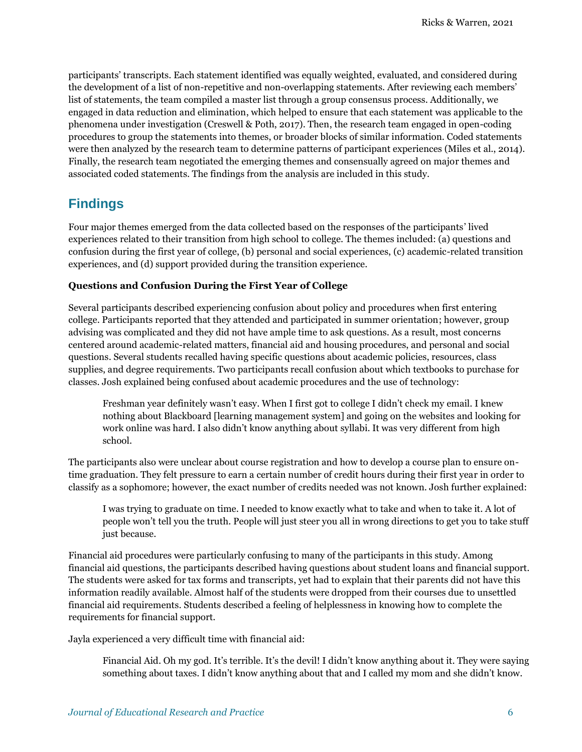participants' transcripts. Each statement identified was equally weighted, evaluated, and considered during the development of a list of non-repetitive and non-overlapping statements. After reviewing each members' list of statements, the team compiled a master list through a group consensus process. Additionally, we engaged in data reduction and elimination, which helped to ensure that each statement was applicable to the phenomena under investigation (Creswell & Poth, 2017). Then, the research team engaged in open-coding procedures to group the statements into themes, or broader blocks of similar information. Coded statements were then analyzed by the research team to determine patterns of participant experiences (Miles et al., 2014). Finally, the research team negotiated the emerging themes and consensually agreed on major themes and associated coded statements. The findings from the analysis are included in this study.

## Findings

Four major themes emerged from the data collected based on the responses of the participants' lived experiences related to their transition from high school to college. The themes included: (a) questions and confusion during the first year of college, (b) personal and social experiences, (c) academic-related transition experiences, and (d) support provided during the transition experience.

### Questions and Confusion During the First Year of College

Several participants described experiencing confusion about policy and procedures when first entering college. Participants reported that they attended and participated in summer orientation; however, group advising was complicated and they did not have ample time to ask questions. As a result, most concerns centered around academic-related matters, financial aid and housing procedures, and personal and social questions. Several students recalled having specific questions about academic policies, resources, class supplies, and degree requirements. Two participants recall confusion about which textbooks to purchase for classes. Josh explained being confused about academic procedures and the use of technology:

> Freshman year definitely wasn't easy. When I first got to college I didn't check my email. I knew nothing about Blackboard [learning management system] and going on the websites and looking for work online was hard. I also didn't know anything about syllabi. It was very different from high school.

The participants also were unclear about course registration and how to develop a course plan to ensure on-time graduation. They felt pressure to earn a certain number of credit hours during their first year in order to classify as a sophomore; however, the exact number of credits needed was not known. Josh further explained:

> I was trying to graduate on time. I needed to know exactly what to take and when to take it. A lot of people won't tell you the truth. People will just steer you all in wrong directions to get you to take stuff just because.

Financial aid procedures were particularly confusing to many of the participants in this study. Among financial aid questions, the participants described having questions about student loans and financial support. The students were asked for tax forms and transcripts, yet had to explain that their parents did not have this information readily available. Almost half of the students were dropped from their courses due to unsettled financial aid requirements. Students described a feeling of helplessness in knowing how to complete the requirements for financial support.

Jayla experienced a very difficult time with financial aid:

> Financial Aid. Oh my god. It's terrible. It's the devil! I didn't know anything about it. They were saying something about taxes. I didn't know anything about that and I called my mom and she didn't know.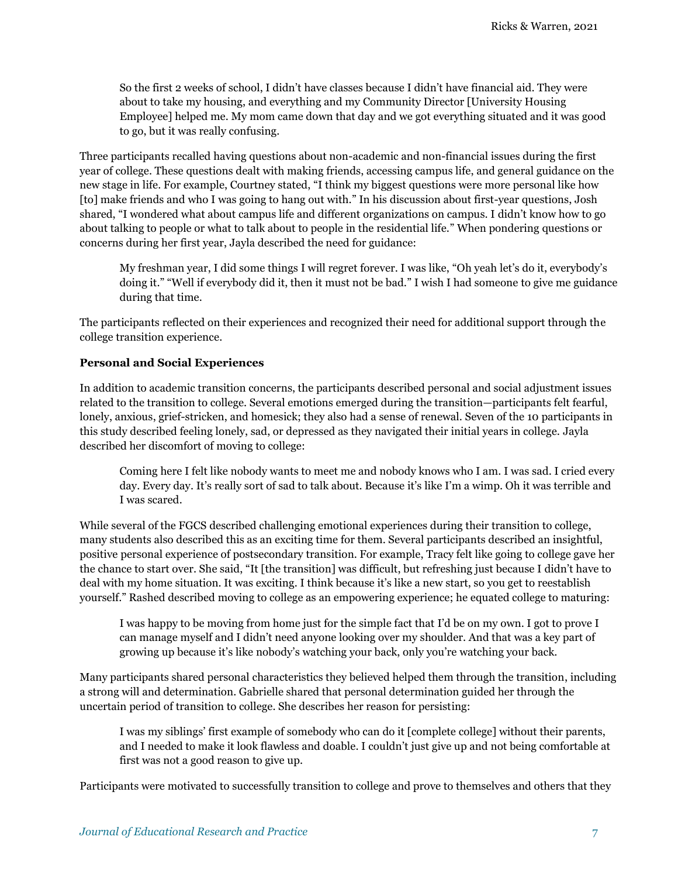> So the first 2 weeks of school, I didn't have classes because I didn't have financial aid. They were about to take my housing, and everything and my Community Director [University Housing Employee] helped me. My mom came down that day and we got everything situated and it was good to go, but it was really confusing.

Three participants recalled having questions about non-academic and non-financial issues during the first year of college. These questions dealt with making friends, accessing campus life, and general guidance on the new stage in life. For example, Courtney stated, "I think my biggest questions were more personal like how [to] make friends and who I was going to hang out with." In his discussion about first-year questions, Josh shared, "I wondered what about campus life and different organizations on campus. I didn't know how to go about talking to people or what to talk about to people in the residential life." When pondering questions or concerns during her first year, Jayla described the need for guidance:

> My freshman year, I did some things I will regret forever. I was like, "Oh yeah let's do it, everybody's doing it." "Well if everybody did it, then it must not be bad." I wish I had someone to give me guidance during that time.

The participants reflected on their experiences and recognized their need for additional support through the college transition experience.

### Personal and Social Experiences

In addition to academic transition concerns, the participants described personal and social adjustment issues related to the transition to college. Several emotions emerged during the transition—participants felt fearful, lonely, anxious, grief-stricken, and homesick; they also had a sense of renewal. Seven of the 10 participants in this study described feeling lonely, sad, or depressed as they navigated their initial years in college. Jayla described her discomfort of moving to college:

> Coming here I felt like nobody wants to meet me and nobody knows who I am. I was sad. I cried every day. Every day. It's really sort of sad to talk about. Because it's like I'm a wimp. Oh it was terrible and I was scared.

While several of the FGCS described challenging emotional experiences during their transition to college, many students also described this as an exciting time for them. Several participants described an insightful, positive personal experience of postsecondary transition. For example, Tracy felt like going to college gave her the chance to start over. She said, "It [the transition] was difficult, but refreshing just because I didn't have to deal with my home situation. It was exciting. I think because it's like a new start, so you get to reestablish yourself." Rashed described moving to college as an empowering experience; he equated college to maturing:

> I was happy to be moving from home just for the simple fact that I'd be on my own. I got to prove I can manage myself and I didn't need anyone looking over my shoulder. And that was a key part of growing up because it's like nobody's watching your back, only you're watching your back.

Many participants shared personal characteristics they believed helped them through the transition, including a strong will and determination. Gabrielle shared that personal determination guided her through the uncertain period of transition to college. She describes her reason for persisting:

> I was my siblings' first example of somebody who can do it [complete college] without their parents, and I needed to make it look flawless and doable. I couldn't just give up and not being comfortable at first was not a good reason to give up.

Participants were motivated to successfully transition to college and prove to themselves and others that they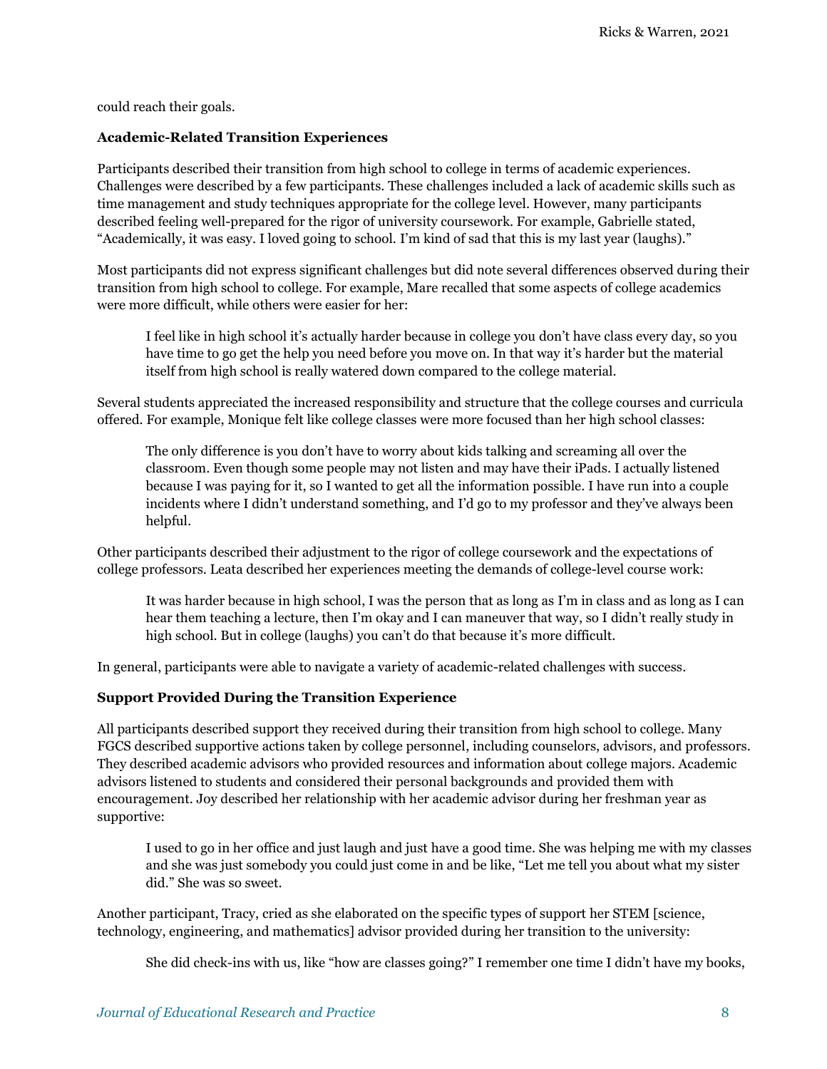could reach their goals.

### Academic-Related Transition Experiences

Participants described their transition from high school to college in terms of academic experiences. Challenges were described by a few participants. These challenges included a lack of academic skills such as time management and study techniques appropriate for the college level. However, many participants described feeling well-prepared for the rigor of university coursework. For example, Gabrielle stated, "Academically, it was easy. I loved going to school. I'm kind of sad that this is my last year (laughs)."

Most participants did not express significant challenges but did note several differences observed during their transition from high school to college. For example, Mare recalled that some aspects of college academics were more difficult, while others were easier for her:

> I feel like in high school it's actually harder because in college you don't have class every day, so you have time to go get the help you need before you move on. In that way it's harder but the material itself from high school is really watered down compared to the college material.

Several students appreciated the increased responsibility and structure that the college courses and curricula offered. For example, Monique felt like college classes were more focused than her high school classes:

> The only difference is you don't have to worry about kids talking and screaming all over the classroom. Even though some people may not listen and may have their iPads. I actually listened because I was paying for it, so I wanted to get all the information possible. I have run into a couple incidents where I didn't understand something, and I'd go to my professor and they've always been helpful.

Other participants described their adjustment to the rigor of college coursework and the expectations of college professors. Leata described her experiences meeting the demands of college-level course work:

> It was harder because in high school, I was the person that as long as I'm in class and as long as I can hear them teaching a lecture, then I'm okay and I can maneuver that way, so I didn't really study in high school. But in college (laughs) you can't do that because it's more difficult.

In general, participants were able to navigate a variety of academic-related challenges with success.

### Support Provided During the Transition Experience

All participants described support they received during their transition from high school to college. Many FGCS described supportive actions taken by college personnel, including counselors, advisors, and professors. They described academic advisors who provided resources and information about college majors. Academic advisors listened to students and considered their personal backgrounds and provided them with encouragement. Joy described her relationship with her academic advisor during her freshman year as supportive:

> I used to go in her office and just laugh and just have a good time. She was helping me with my classes and she was just somebody you could just come in and be like, "Let me tell you about what my sister did." She was so sweet.

Another participant, Tracy, cried as she elaborated on the specific types of support her STEM [science, technology, engineering, and mathematics] advisor provided during her transition to the university:

> She did check-ins with us, like "how are classes going?" I remember one time I didn't have my books,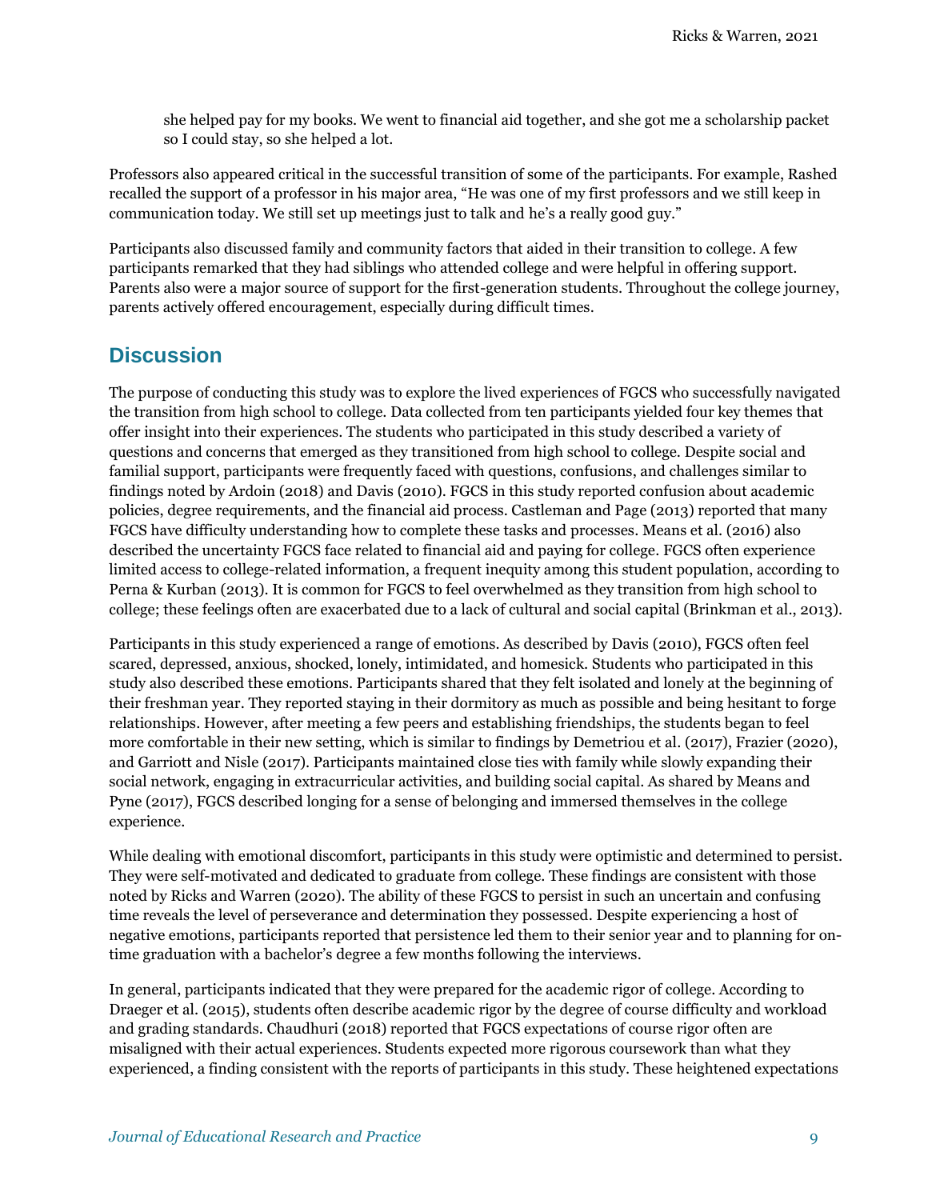> she helped pay for my books. We went to financial aid together, and she got me a scholarship packet so I could stay, so she helped a lot.

Professors also appeared critical in the successful transition of some of the participants. For example, Rashed recalled the support of a professor in his major area, "He was one of my first professors and we still keep in communication today. We still set up meetings just to talk and he's a really good guy."

Participants also discussed family and community factors that aided in their transition to college. A few participants remarked that they had siblings who attended college and were helpful in offering support. Parents also were a major source of support for the first-generation students. Throughout the college journey, parents actively offered encouragement, especially during difficult times.

## Discussion

The purpose of conducting this study was to explore the lived experiences of FGCS who successfully navigated the transition from high school to college. Data collected from ten participants yielded four key themes that offer insight into their experiences. The students who participated in this study described a variety of questions and concerns that emerged as they transitioned from high school to college. Despite social and familial support, participants were frequently faced with questions, confusions, and challenges similar to findings noted by Ardoin (2018) and Davis (2010). FGCS in this study reported confusion about academic policies, degree requirements, and the financial aid process. Castleman and Page (2013) reported that many FGCS have difficulty understanding how to complete these tasks and processes. Means et al. (2016) also described the uncertainty FGCS face related to financial aid and paying for college. FGCS often experience limited access to college-related information, a frequent inequity among this student population, according to Perna & Kurban (2013). It is common for FGCS to feel overwhelmed as they transition from high school to college; these feelings often are exacerbated due to a lack of cultural and social capital (Brinkman et al., 2013).

Participants in this study experienced a range of emotions. As described by Davis (2010), FGCS often feel scared, depressed, anxious, shocked, lonely, intimidated, and homesick. Students who participated in this study also described these emotions. Participants shared that they felt isolated and lonely at the beginning of their freshman year. They reported staying in their dormitory as much as possible and being hesitant to forge relationships. However, after meeting a few peers and establishing friendships, the students began to feel more comfortable in their new setting, which is similar to findings by Demetriou et al. (2017), Frazier (2020), and Garriott and Nisle (2017). Participants maintained close ties with family while slowly expanding their social network, engaging in extracurricular activities, and building social capital. As shared by Means and Pyne (2017), FGCS described longing for a sense of belonging and immersed themselves in the college experience.

While dealing with emotional discomfort, participants in this study were optimistic and determined to persist. They were self-motivated and dedicated to graduate from college. These findings are consistent with those noted by Ricks and Warren (2020). The ability of these FGCS to persist in such an uncertain and confusing time reveals the level of perseverance and determination they possessed. Despite experiencing a host of negative emotions, participants reported that persistence led them to their senior year and to planning for on-time graduation with a bachelor's degree a few months following the interviews.

In general, participants indicated that they were prepared for the academic rigor of college. According to Draeger et al. (2015), students often describe academic rigor by the degree of course difficulty and workload and grading standards. Chaudhuri (2018) reported that FGCS expectations of course rigor often are misaligned with their actual experiences. Students expected more rigorous coursework than what they experienced, a finding consistent with the reports of participants in this study. These heightened expectations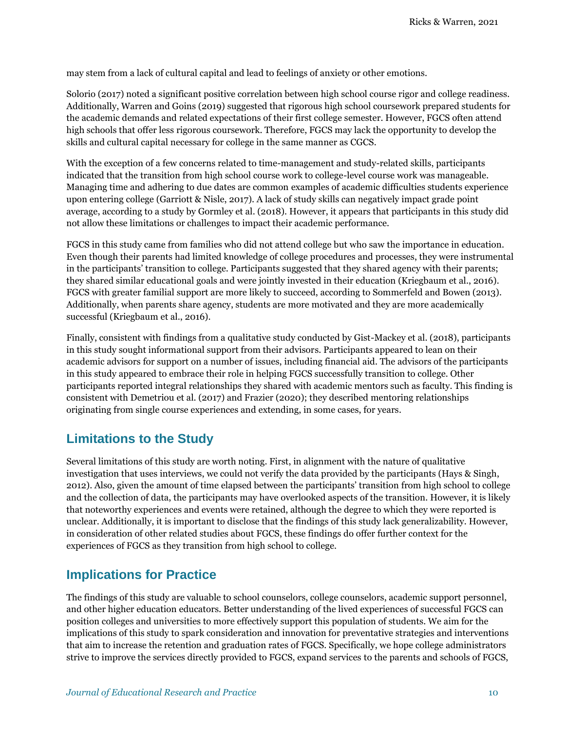may stem from a lack of cultural capital and lead to feelings of anxiety or other emotions.

Solorio (2017) noted a significant positive correlation between high school course rigor and college readiness. Additionally, Warren and Goins (2019) suggested that rigorous high school coursework prepared students for the academic demands and related expectations of their first college semester. However, FGCS often attend high schools that offer less rigorous coursework. Therefore, FGCS may lack the opportunity to develop the skills and cultural capital necessary for college in the same manner as CGCS.

With the exception of a few concerns related to time-management and study-related skills, participants indicated that the transition from high school course work to college-level course work was manageable. Managing time and adhering to due dates are common examples of academic difficulties students experience upon entering college (Garriott & Nisle, 2017). A lack of study skills can negatively impact grade point average, according to a study by Gormley et al. (2018). However, it appears that participants in this study did not allow these limitations or challenges to impact their academic performance.

FGCS in this study came from families who did not attend college but who saw the importance in education. Even though their parents had limited knowledge of college procedures and processes, they were instrumental in the participants' transition to college. Participants suggested that they shared agency with their parents; they shared similar educational goals and were jointly invested in their education (Kriegbaum et al., 2016). FGCS with greater familial support are more likely to succeed, according to Sommerfeld and Bowen (2013). Additionally, when parents share agency, students are more motivated and they are more academically successful (Kriegbaum et al., 2016).

Finally, consistent with findings from a qualitative study conducted by Gist-Mackey et al. (2018), participants in this study sought informational support from their advisors. Participants appeared to lean on their academic advisors for support on a number of issues, including financial aid. The advisors of the participants in this study appeared to embrace their role in helping FGCS successfully transition to college. Other participants reported integral relationships they shared with academic mentors such as faculty. This finding is consistent with Demetriou et al. (2017) and Frazier (2020); they described mentoring relationships originating from single course experiences and extending, in some cases, for years.

## Limitations to the Study

Several limitations of this study are worth noting. First, in alignment with the nature of qualitative investigation that uses interviews, we could not verify the data provided by the participants (Hays & Singh, 2012). Also, given the amount of time elapsed between the participants' transition from high school to college and the collection of data, the participants may have overlooked aspects of the transition. However, it is likely that noteworthy experiences and events were retained, although the degree to which they were reported is unclear. Additionally, it is important to disclose that the findings of this study lack generalizability. However, in consideration of other related studies about FGCS, these findings do offer further context for the experiences of FGCS as they transition from high school to college.

## Implications for Practice

The findings of this study are valuable to school counselors, college counselors, academic support personnel, and other higher education educators. Better understanding of the lived experiences of successful FGCS can position colleges and universities to more effectively support this population of students. We aim for the implications of this study to spark consideration and innovation for preventative strategies and interventions that aim to increase the retention and graduation rates of FGCS. Specifically, we hope college administrators strive to improve the services directly provided to FGCS, expand services to the parents and schools of FGCS,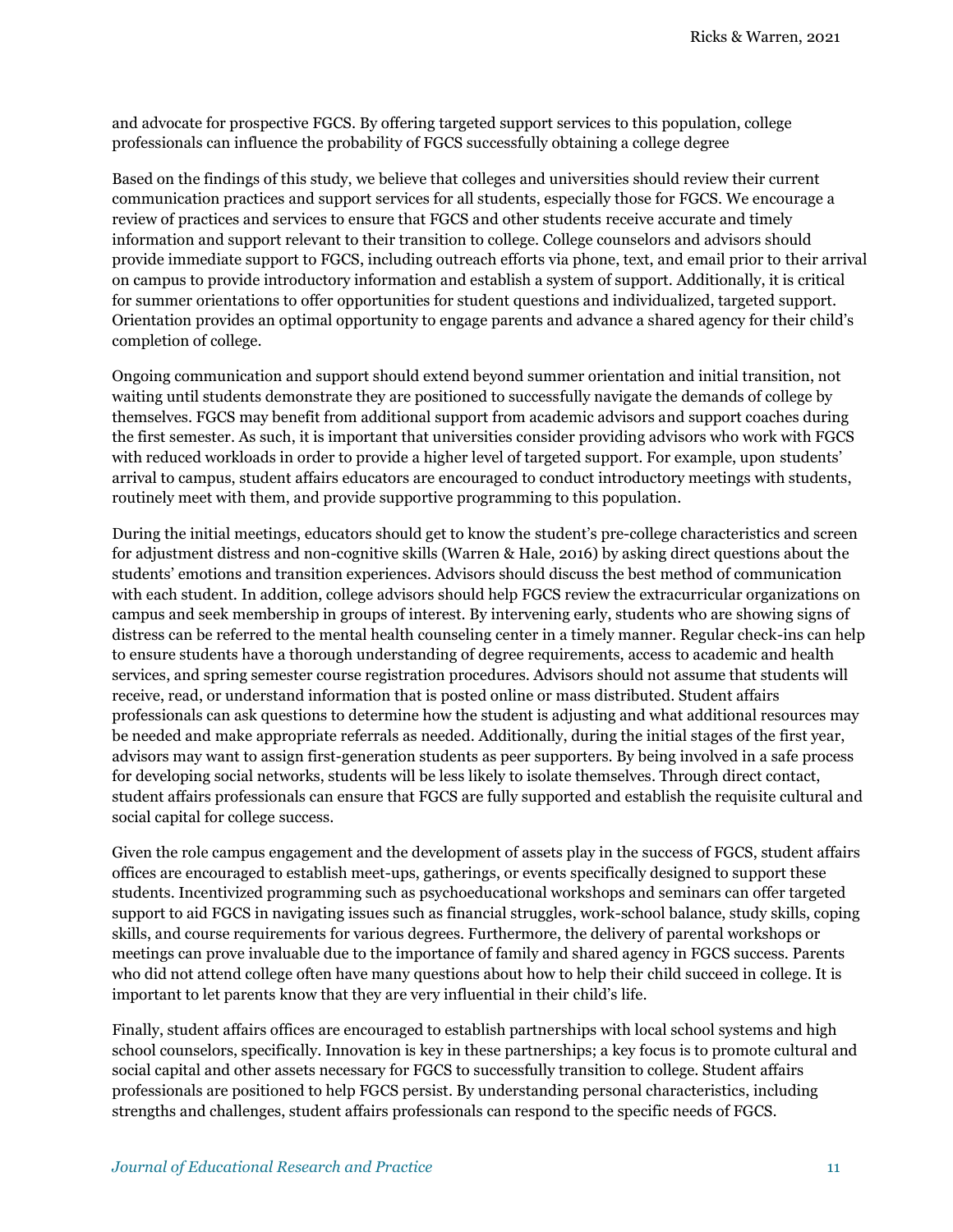and advocate for prospective FGCS. By offering targeted support services to this population, college professionals can influence the probability of FGCS successfully obtaining a college degree

Based on the findings of this study, we believe that colleges and universities should review their current communication practices and support services for all students, especially those for FGCS. We encourage a review of practices and services to ensure that FGCS and other students receive accurate and timely information and support relevant to their transition to college. College counselors and advisors should provide immediate support to FGCS, including outreach efforts via phone, text, and email prior to their arrival on campus to provide introductory information and establish a system of support. Additionally, it is critical for summer orientations to offer opportunities for student questions and individualized, targeted support. Orientation provides an optimal opportunity to engage parents and advance a shared agency for their child's completion of college.

Ongoing communication and support should extend beyond summer orientation and initial transition, not waiting until students demonstrate they are positioned to successfully navigate the demands of college by themselves. FGCS may benefit from additional support from academic advisors and support coaches during the first semester. As such, it is important that universities consider providing advisors who work with FGCS with reduced workloads in order to provide a higher level of targeted support. For example, upon students' arrival to campus, student affairs educators are encouraged to conduct introductory meetings with students, routinely meet with them, and provide supportive programming to this population.

During the initial meetings, educators should get to know the student's pre-college characteristics and screen for adjustment distress and non-cognitive skills (Warren & Hale, 2016) by asking direct questions about the students' emotions and transition experiences. Advisors should discuss the best method of communication with each student. In addition, college advisors should help FGCS review the extracurricular organizations on campus and seek membership in groups of interest. By intervening early, students who are showing signs of distress can be referred to the mental health counseling center in a timely manner. Regular check-ins can help to ensure students have a thorough understanding of degree requirements, access to academic and health services, and spring semester course registration procedures. Advisors should not assume that students will receive, read, or understand information that is posted online or mass distributed. Student affairs professionals can ask questions to determine how the student is adjusting and what additional resources may be needed and make appropriate referrals as needed. Additionally, during the initial stages of the first year, advisors may want to assign first-generation students as peer supporters. By being involved in a safe process for developing social networks, students will be less likely to isolate themselves. Through direct contact, student affairs professionals can ensure that FGCS are fully supported and establish the requisite cultural and social capital for college success.

Given the role campus engagement and the development of assets play in the success of FGCS, student affairs offices are encouraged to establish meet-ups, gatherings, or events specifically designed to support these students. Incentivized programming such as psychoeducational workshops and seminars can offer targeted support to aid FGCS in navigating issues such as financial struggles, work-school balance, study skills, coping skills, and course requirements for various degrees. Furthermore, the delivery of parental workshops or meetings can prove invaluable due to the importance of family and shared agency in FGCS success. Parents who did not attend college often have many questions about how to help their child succeed in college. It is important to let parents know that they are very influential in their child's life.

Finally, student affairs offices are encouraged to establish partnerships with local school systems and high school counselors, specifically. Innovation is key in these partnerships; a key focus is to promote cultural and social capital and other assets necessary for FGCS to successfully transition to college. Student affairs professionals are positioned to help FGCS persist. By understanding personal characteristics, including strengths and challenges, student affairs professionals can respond to the specific needs of FGCS.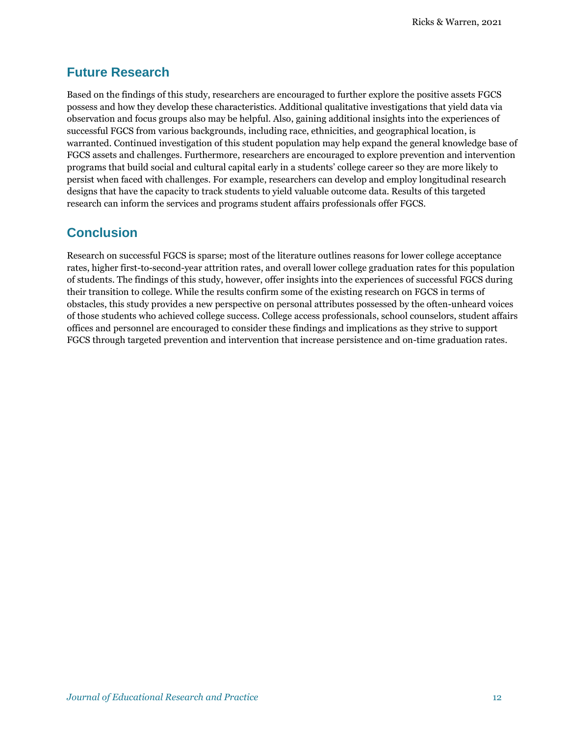## Future Research

Based on the findings of this study, researchers are encouraged to further explore the positive assets FGCS possess and how they develop these characteristics. Additional qualitative investigations that yield data via observation and focus groups also may be helpful. Also, gaining additional insights into the experiences of successful FGCS from various backgrounds, including race, ethnicities, and geographical location, is warranted. Continued investigation of this student population may help expand the general knowledge base of FGCS assets and challenges. Furthermore, researchers are encouraged to explore prevention and intervention programs that build social and cultural capital early in a students' college career so they are more likely to persist when faced with challenges. For example, researchers can develop and employ longitudinal research designs that have the capacity to track students to yield valuable outcome data. Results of this targeted research can inform the services and programs student affairs professionals offer FGCS.

## Conclusion

Research on successful FGCS is sparse; most of the literature outlines reasons for lower college acceptance rates, higher first-to-second-year attrition rates, and overall lower college graduation rates for this population of students. The findings of this study, however, offer insights into the experiences of successful FGCS during their transition to college. While the results confirm some of the existing research on FGCS in terms of obstacles, this study provides a new perspective on personal attributes possessed by the often-unheard voices of those students who achieved college success. College access professionals, school counselors, student affairs offices and personnel are encouraged to consider these findings and implications as they strive to support FGCS through targeted prevention and intervention that increase persistence and on-time graduation rates.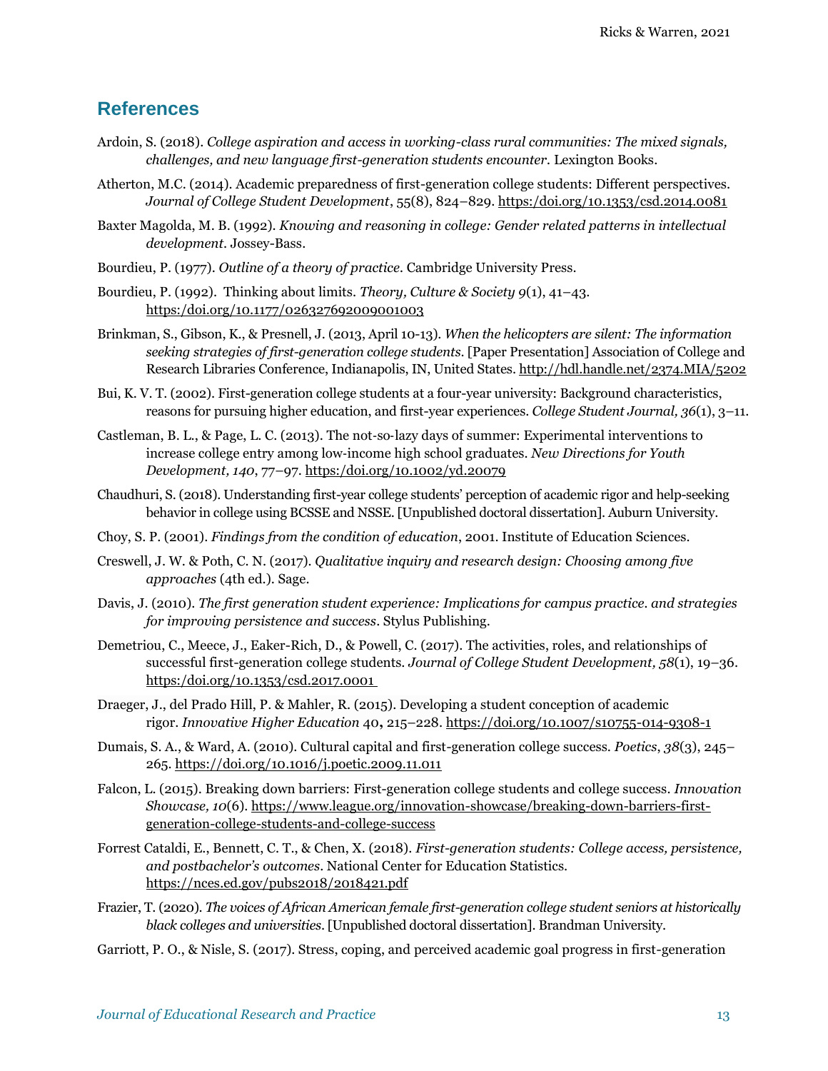## References

Ardoin, S. (2018). *College aspiration and access in working-class rural communities: The mixed signals, challenges, and new language first-generation students encounter*. Lexington Books.

Atherton, M.C. (2014). Academic preparedness of first-generation college students: Different perspectives. *Journal of College Student Development*, 55(8), 824–829. https:/doi.org/10.1353/csd.2014.0081

Baxter Magolda, M. B. (1992). *Knowing and reasoning in college: Gender related patterns in intellectual development*. Jossey-Bass.

Bourdieu, P. (1977). *Outline of a theory of practice*. Cambridge University Press.

Bourdieu, P. (1992). Thinking about limits. *Theory, Culture & Society 9*(1), 41–43. https:/doi.org/10.1177/026327692009001003

Brinkman, S., Gibson, K., & Presnell, J. (2013, April 10-13). *When the helicopters are silent: The information seeking strategies of first-generation college students*. [Paper Presentation] Association of College and Research Libraries Conference, Indianapolis, IN, United States. http://hdl.handle.net/2374.MIA/5202

Bui, K. V. T. (2002). First-generation college students at a four-year university: Background characteristics, reasons for pursuing higher education, and first-year experiences. *College Student Journal, 36*(1), 3–11.

Castleman, B. L., & Page, L. C. (2013). The not-so-lazy days of summer: Experimental interventions to increase college entry among low-income high school graduates. *New Directions for Youth Development, 140*, 77–97. https:/doi.org/10.1002/yd.20079

Chaudhuri, S. (2018). Understanding first-year college students' perception of academic rigor and help-seeking behavior in college using BCSSE and NSSE. [Unpublished doctoral dissertation]. Auburn University.

Choy, S. P. (2001). *Findings from the condition of education*, 2001. Institute of Education Sciences.

Creswell, J. W. & Poth, C. N. (2017). *Qualitative inquiry and research design: Choosing among five approaches* (4th ed.). Sage.

Davis, J. (2010). *The first generation student experience: Implications for campus practice. and strategies for improving persistence and success*. Stylus Publishing.

Demetriou, C., Meece, J., Eaker-Rich, D., & Powell, C. (2017). The activities, roles, and relationships of successful first-generation college students. *Journal of College Student Development, 58*(1), 19–36. https:/doi.org/10.1353/csd.2017.0001

Draeger, J., del Prado Hill, P. & Mahler, R. (2015). Developing a student conception of academic rigor. *Innovative Higher Education* 40**,** 215–228. https://doi.org/10.1007/s10755-014-9308-1

Dumais, S. A., & Ward, A. (2010). Cultural capital and first-generation college success. *Poetics*, *38*(3), 245–265. https://doi.org/10.1016/j.poetic.2009.11.011

Falcon, L. (2015). Breaking down barriers: First-generation college students and college success. *Innovation Showcase, 10*(6). https://www.league.org/innovation-showcase/breaking-down-barriers-first-generation-college-students-and-college-success

Forrest Cataldi, E., Bennett, C. T., & Chen, X. (2018). *First-generation students: College access, persistence, and postbachelor's outcomes*. National Center for Education Statistics. https://nces.ed.gov/pubs2018/2018421.pdf

Frazier, T. (2020). *The voices of African American female first-generation college student seniors at historically black colleges and universities*. [Unpublished doctoral dissertation]. Brandman University.

Garriott, P. O., & Nisle, S. (2017). Stress, coping, and perceived academic goal progress in first-generation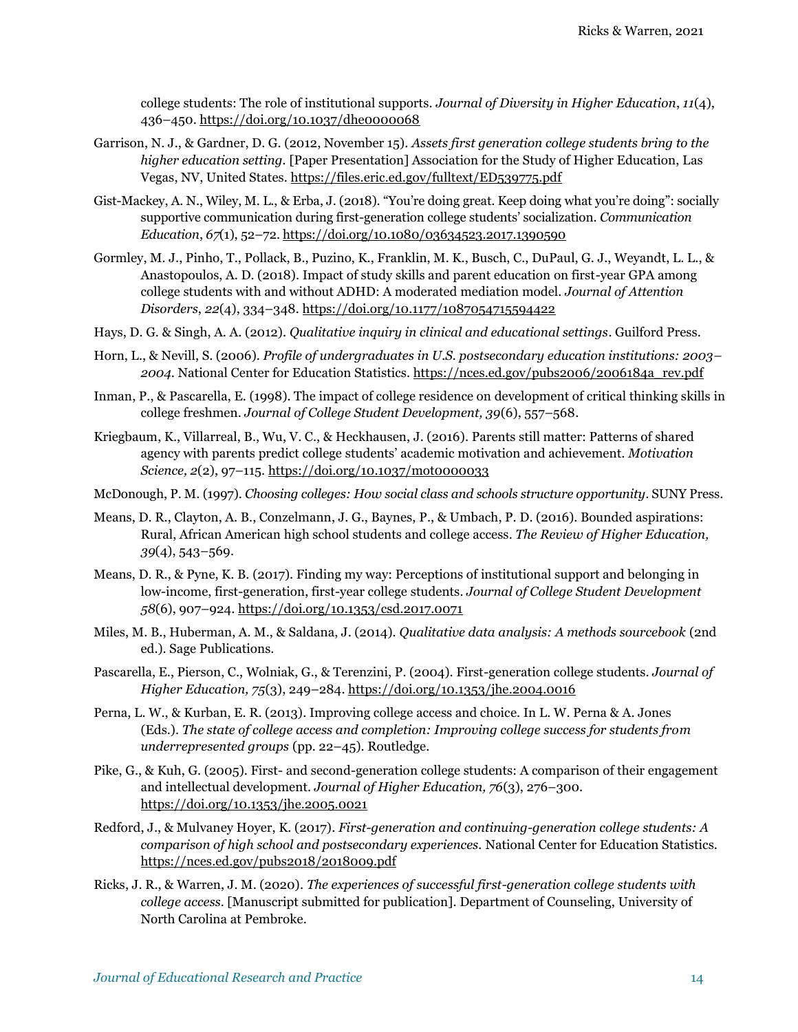college students: The role of institutional supports. *Journal of Diversity in Higher Education*, *11*(4), 436–450. https://doi.org/10.1037/dhe0000068

Garrison, N. J., & Gardner, D. G. (2012, November 15). *Assets first generation college students bring to the higher education setting*. [Paper Presentation] Association for the Study of Higher Education, Las Vegas, NV, United States. https://files.eric.ed.gov/fulltext/ED539775.pdf

Gist-Mackey, A. N., Wiley, M. L., & Erba, J. (2018). "You're doing great. Keep doing what you're doing": socially supportive communication during first-generation college students' socialization. *Communication Education*, *67*(1), 52–72. https://doi.org/10.1080/03634523.2017.1390590

Gormley, M. J., Pinho, T., Pollack, B., Puzino, K., Franklin, M. K., Busch, C., DuPaul, G. J., Weyandt, L. L., & Anastopoulos, A. D. (2018). Impact of study skills and parent education on first-year GPA among college students with and without ADHD: A moderated mediation model. *Journal of Attention Disorders*, *22*(4), 334–348. https://doi.org/10.1177/1087054715594422

Hays, D. G. & Singh, A. A. (2012). *Qualitative inquiry in clinical and educational settings*. Guilford Press.

Horn, L., & Nevill, S. (2006). *Profile of undergraduates in U.S. postsecondary education institutions: 2003–2004.* National Center for Education Statistics. https://nces.ed.gov/pubs2006/2006184a_rev.pdf

Inman, P., & Pascarella, E. (1998). The impact of college residence on development of critical thinking skills in college freshmen. *Journal of College Student Development, 39*(6), 557–568.

Kriegbaum, K., Villarreal, B., Wu, V. C., & Heckhausen, J. (2016). Parents still matter: Patterns of shared agency with parents predict college students' academic motivation and achievement. *Motivation Science, 2*(2), 97–115. https://doi.org/10.1037/mot0000033

McDonough, P. M. (1997). *Choosing colleges: How social class and schools structure opportunity*. SUNY Press.

Means, D. R., Clayton, A. B., Conzelmann, J. G., Baynes, P., & Umbach, P. D. (2016). Bounded aspirations: Rural, African American high school students and college access. *The Review of Higher Education, 39*(4), 543–569.

Means, D. R., & Pyne, K. B. (2017). Finding my way: Perceptions of institutional support and belonging in low-income, first-generation, first-year college students. *Journal of College Student Development 58*(6), 907–924. https://doi.org/10.1353/csd.2017.0071

Miles, M. B., Huberman, A. M., & Saldana, J. (2014). *Qualitative data analysis: A methods sourcebook* (2nd ed.). Sage Publications.

Pascarella, E., Pierson, C., Wolniak, G., & Terenzini, P. (2004). First-generation college students. *Journal of Higher Education, 75*(3), 249–284. https://doi.org/10.1353/jhe.2004.0016

Perna, L. W., & Kurban, E. R. (2013). Improving college access and choice. In L. W. Perna & A. Jones (Eds.). *The state of college access and completion: Improving college success for students from underrepresented groups* (pp. 22–45). Routledge.

Pike, G., & Kuh, G. (2005). First- and second-generation college students: A comparison of their engagement and intellectual development. *Journal of Higher Education, 76*(3), 276–300. https://doi.org/10.1353/jhe.2005.0021

Redford, J., & Mulvaney Hoyer, K. (2017). *First-generation and continuing-generation college students: A comparison of high school and postsecondary experiences.* National Center for Education Statistics. https://nces.ed.gov/pubs2018/2018009.pdf

Ricks, J. R., & Warren, J. M. (2020). *The experiences of successful first-generation college students with college access.* [Manuscript submitted for publication]. Department of Counseling, University of North Carolina at Pembroke.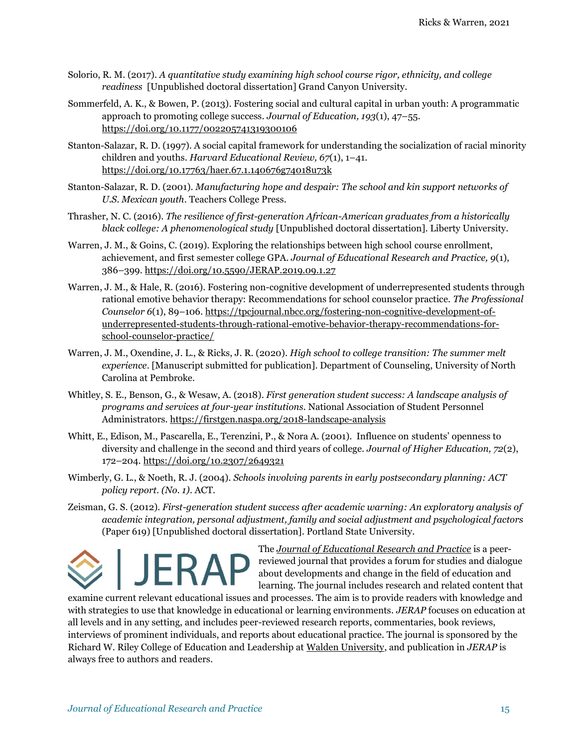Solorio, R. M. (2017). *A quantitative study examining high school course rigor, ethnicity, and college readiness* [Unpublished doctoral dissertation] Grand Canyon University.

Sommerfeld, A. K., & Bowen, P. (2013). Fostering social and cultural capital in urban youth: A programmatic approach to promoting college success. *Journal of Education, 193*(1), 47–55. https://doi.org/10.1177/002205741319300106

Stanton-Salazar, R. D. (1997). A social capital framework for understanding the socialization of racial minority children and youths. *Harvard Educational Review, 67*(1), 1–41. https://doi.org/10.17763/haer.67.1.140676g74018u73k

Stanton-Salazar, R. D. (2001). *Manufacturing hope and despair: The school and kin support networks of U.S. Mexican youth*. Teachers College Press.

Thrasher, N. C. (2016). *The resilience of first-generation African-American graduates from a historically black college: A phenomenological study* [Unpublished doctoral dissertation]. Liberty University.

Warren, J. M., & Goins, C. (2019). Exploring the relationships between high school course enrollment, achievement, and first semester college GPA. *Journal of Educational Research and Practice, 9*(1), 386–399. https://doi.org/10.5590/JERAP.2019.09.1.27

Warren, J. M., & Hale, R. (2016). Fostering non-cognitive development of underrepresented students through rational emotive behavior therapy: Recommendations for school counselor practice. *The Professional Counselor 6*(1), 89–106. https://tpcjournal.nbcc.org/fostering-non-cognitive-development-of-underrepresented-students-through-rational-emotive-behavior-therapy-recommendations-for-school-counselor-practice/

Warren, J. M., Oxendine, J. L., & Ricks, J. R. (2020). *High school to college transition: The summer melt experience*. [Manuscript submitted for publication]. Department of Counseling, University of North Carolina at Pembroke.

Whitley, S. E., Benson, G., & Wesaw, A. (2018). *First generation student success: A landscape analysis of programs and services at four-year institutions.* National Association of Student Personnel Administrators. https://firstgen.naspa.org/2018-landscape-analysis

Whitt, E., Edison, M., Pascarella, E., Terenzini, P., & Nora A. (2001). Influence on students' openness to diversity and challenge in the second and third years of college. *Journal of Higher Education, 72*(2), 172–204. https://doi.org/10.2307/2649321

Wimberly, G. L., & Noeth, R. J. (2004). *Schools involving parents in early postsecondary planning: ACT policy report. (No. 1)*. ACT.

Zeisman, G. S. (2012). *First-generation student success after academic warning: An exploratory analysis of academic integration, personal adjustment, family and social adjustment and psychological factors* (Paper 619) [Unpublished doctoral dissertation]. Portland State University.

JERAP

The *Journal of Educational Research and Practice* is a peer-reviewed journal that provides a forum for studies and dialogue about developments and change in the field of education and learning. The journal includes research and related content that examine current relevant educational issues and processes. The aim is to provide readers with knowledge and with strategies to use that knowledge in educational or learning environments. *JERAP* focuses on education at all levels and in any setting, and includes peer-reviewed research reports, commentaries, book reviews, interviews of prominent individuals, and reports about educational practice. The journal is sponsored by the Richard W. Riley College of Education and Leadership at Walden University, and publication in *JERAP* is always free to authors and readers.